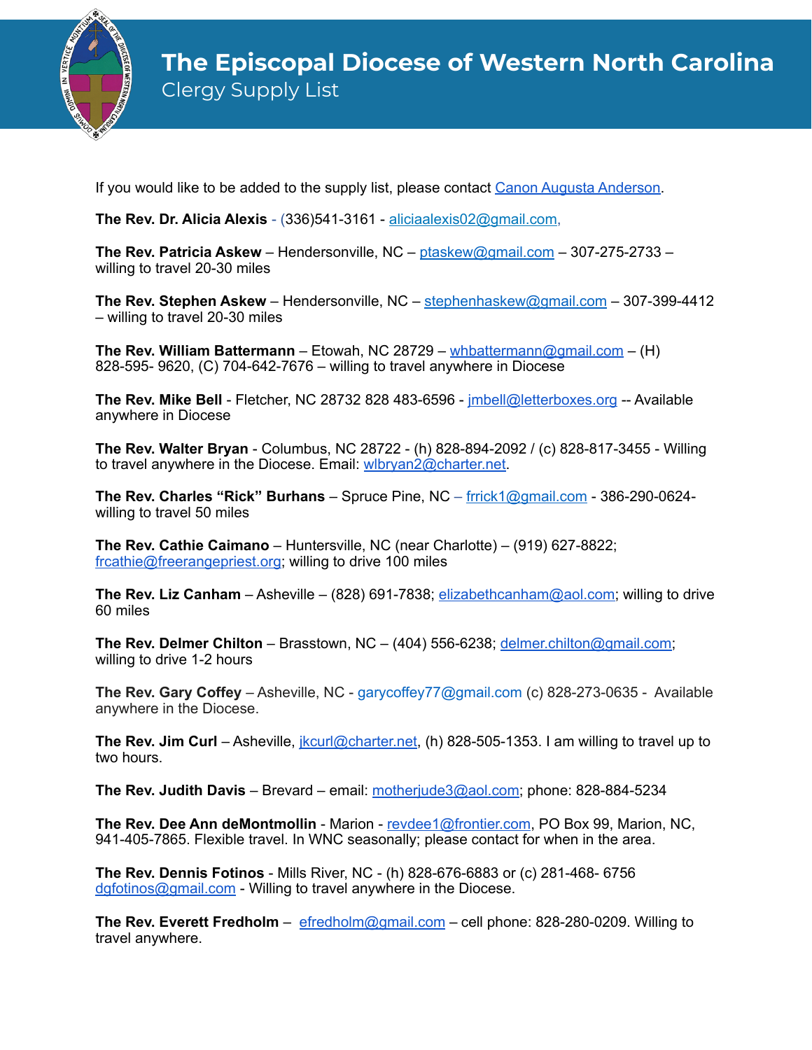# The Episcopal Diocese of Western North Carolina

## Clergy Supply List

If you would like to be added to the supply list, please contact Canon Augusta Anderson.

**The Rev. Dr. Alicia Alexis** - (336)541-3161 - aliciaalexis02@gmail.com,

**The Rev. Patricia Askew** – Hendersonville, NC – ptaskew@gmail.com – 307-275-2733 – willing to travel 20-30 miles

**The Rev. Stephen Askew** – Hendersonville, NC – stephenhaskew@gmail.com – 307-399-4412 – willing to travel 20-30 miles

**The Rev. William Battermann** – Etowah, NC 28729 – whbattermann@gmail.com – (H) 828-595- 9620, (C) 704-642-7676 – willing to travel anywhere in Diocese

**The Rev. Mike Bell** - Fletcher, NC 28732 828 483-6596 - jmbell@letterboxes.org -- Available anywhere in Diocese

**The Rev. Walter Bryan** - Columbus, NC 28722 - (h) 828-894-2092 / (c) 828-817-3455 - Willing to travel anywhere in the Diocese. Email: wlbryan2@charter.net.

**The Rev. Charles "Rick" Burhans** – Spruce Pine, NC – frrick1@gmail.com - 386-290-0624- willing to travel 50 miles

**The Rev. Cathie Caimano** – Huntersville, NC (near Charlotte) – (919) 627-8822; frcathie@freerangepriest.org; willing to drive 100 miles

**The Rev. Liz Canham** – Asheville – (828) 691-7838; elizabethcanham@aol.com; willing to drive 60 miles

**The Rev. Delmer Chilton** – Brasstown, NC – (404) 556-6238; delmer.chilton@gmail.com; willing to drive 1-2 hours

**The Rev. Gary Coffey** – Asheville, NC - garycoffey77@gmail.com (c) 828-273-0635 - Available anywhere in the Diocese.

**The Rev. Jim Curl** – Asheville, jkcurl@charter.net, (h) 828-505-1353. I am willing to travel up to two hours.

**The Rev. Judith Davis** – Brevard – email: motherjude3@aol.com; phone: 828-884-5234

**The Rev. Dee Ann deMontmollin** - Marion - revdee1@frontier.com, PO Box 99, Marion, NC, 941-405-7865. Flexible travel. In WNC seasonally; please contact for when in the area.

**The Rev. Dennis Fotinos** - Mills River, NC - (h) 828-676-6883 or (c) 281-468- 6756 dgfotinos@gmail.com - Willing to travel anywhere in the Diocese.

**The Rev. Everett Fredholm** – efredholm@gmail.com – cell phone: 828-280-0209. Willing to travel anywhere.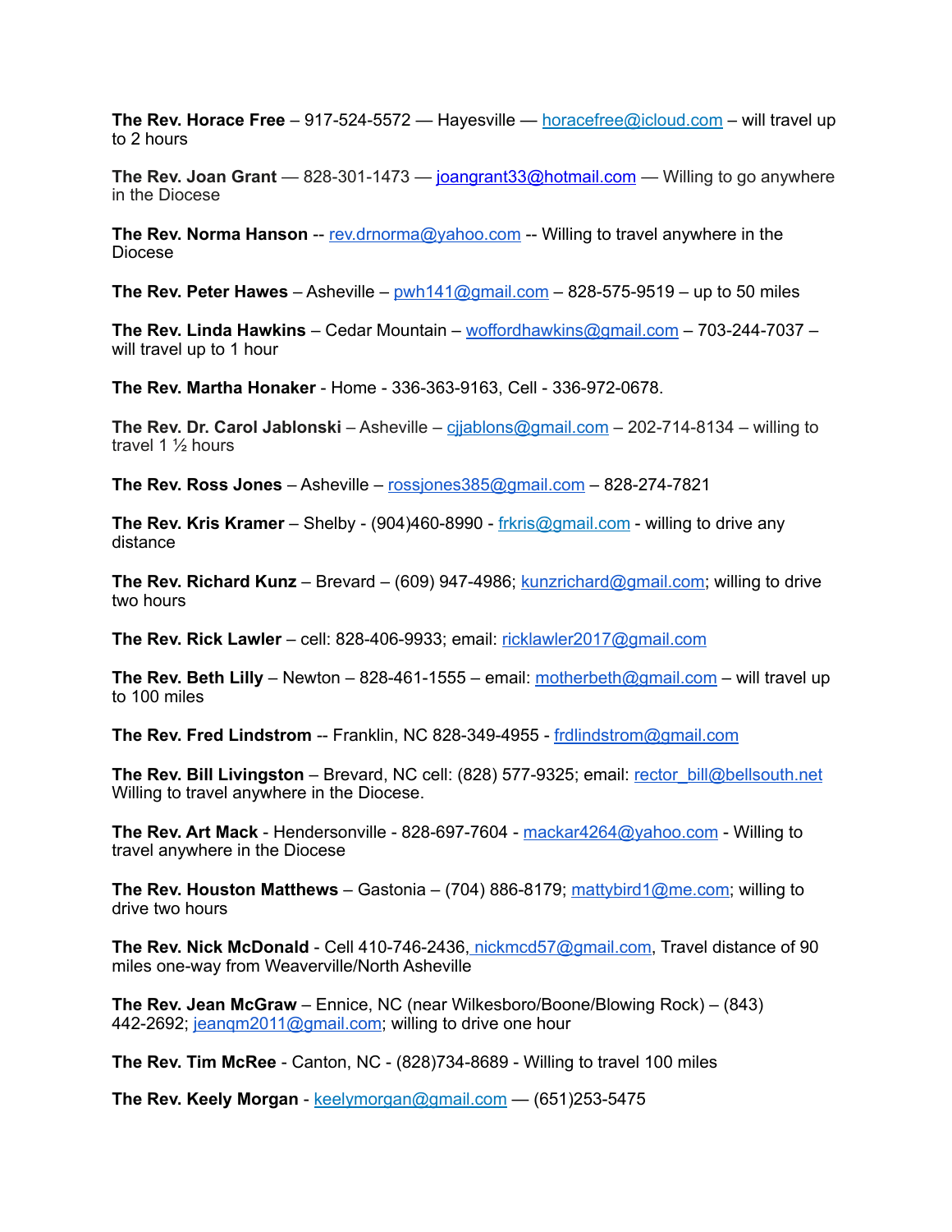**The Rev. Horace Free** – 917-524-5572 — Hayesville — horacefree@icloud.com – will travel up to 2 hours

**The Rev. Joan Grant** — 828-301-1473 — joangrant33@hotmail.com — Willing to go anywhere in the Diocese

**The Rev. Norma Hanson** -- rev.drnorma@yahoo.com -- Willing to travel anywhere in the Diocese

**The Rev. Peter Hawes** – Asheville – pwh141@gmail.com – 828-575-9519 – up to 50 miles

**The Rev. Linda Hawkins** – Cedar Mountain – woffordhawkins@gmail.com – 703-244-7037 – will travel up to 1 hour

**The Rev. Martha Honaker** - Home - 336-363-9163, Cell - 336-972-0678.

**The Rev. Dr. Carol Jablonski** – Asheville – cjjablons@gmail.com – 202-714-8134 – willing to travel 1 ½ hours

**The Rev. Ross Jones** – Asheville – rossjones385@gmail.com – 828-274-7821

**The Rev. Kris Kramer** – Shelby - (904)460-8990 - frkris@gmail.com - willing to drive any distance

**The Rev. Richard Kunz** – Brevard – (609) 947-4986; kunzrichard@gmail.com; willing to drive two hours

**The Rev. Rick Lawler** – cell: 828-406-9933; email: ricklawler2017@gmail.com

**The Rev. Beth Lilly** – Newton – 828-461-1555 – email: motherbeth@gmail.com – will travel up to 100 miles

**The Rev. Fred Lindstrom** -- Franklin, NC 828-349-4955 - frdlindstrom@gmail.com

**The Rev. Bill Livingston** – Brevard, NC cell: (828) 577-9325; email: rector_bill@bellsouth.net Willing to travel anywhere in the Diocese.

**The Rev. Art Mack** - Hendersonville - 828-697-7604 - mackar4264@yahoo.com - Willing to travel anywhere in the Diocese

**The Rev. Houston Matthews** – Gastonia – (704) 886-8179; mattybird1@me.com; willing to drive two hours

**The Rev. Nick McDonald** - Cell 410-746-2436, nickmcd57@gmail.com, Travel distance of 90 miles one-way from Weaverville/North Asheville

**The Rev. Jean McGraw** – Ennice, NC (near Wilkesboro/Boone/Blowing Rock) – (843) 442-2692; jeanqm2011@gmail.com; willing to drive one hour

**The Rev. Tim McRee** - Canton, NC - (828)734-8689 - Willing to travel 100 miles

**The Rev. Keely Morgan** - keelymorgan@gmail.com — (651)253-5475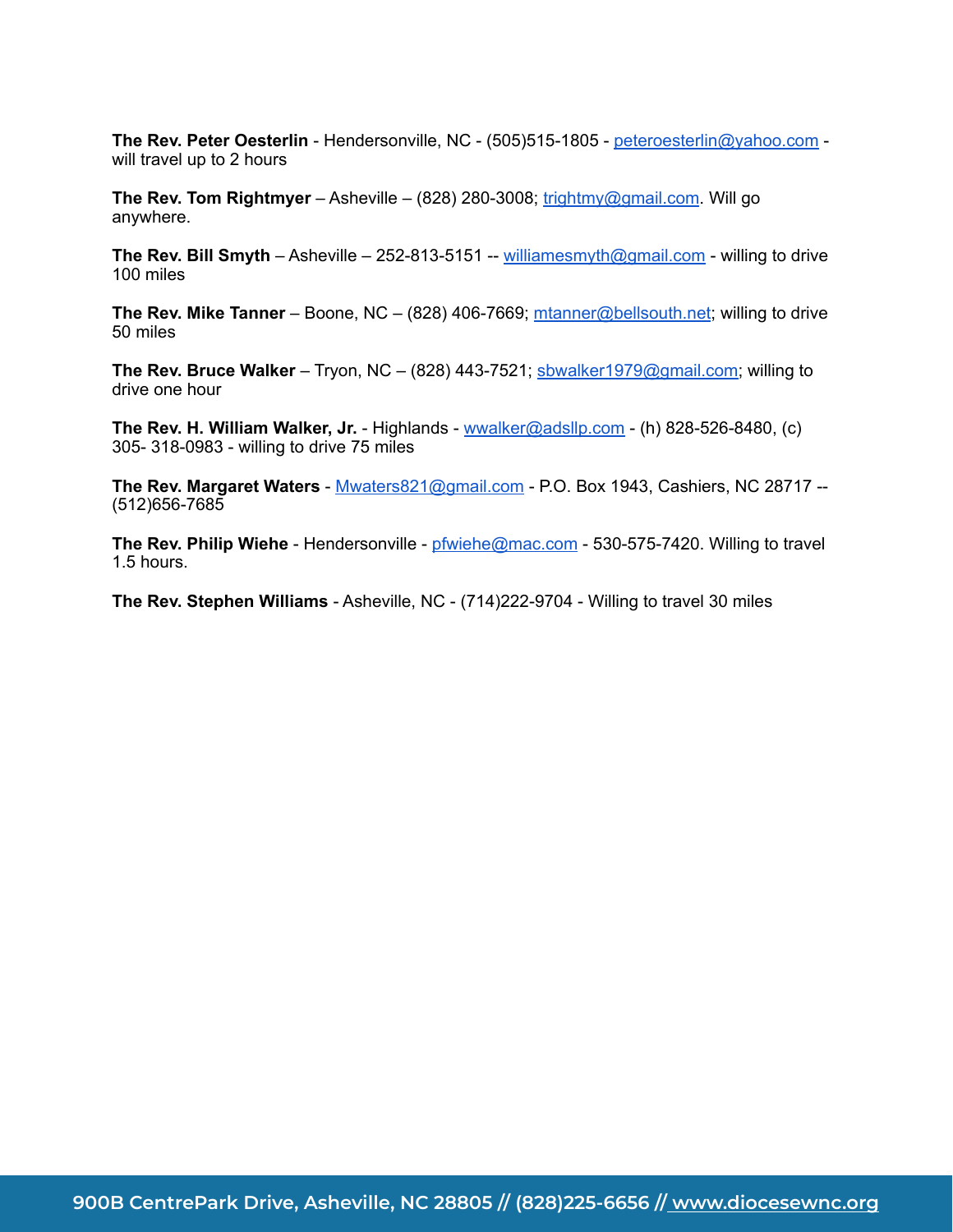**The Rev. Peter Oesterlin** - Hendersonville, NC - (505)515-1805 - peteroesterlin@yahoo.com - will travel up to 2 hours

**The Rev. Tom Rightmyer** – Asheville – (828) 280-3008; trightmy@gmail.com. Will go anywhere.

**The Rev. Bill Smyth** – Asheville – 252-813-5151 -- williamesmyth@gmail.com - willing to drive 100 miles

**The Rev. Mike Tanner** – Boone, NC – (828) 406-7669; mtanner@bellsouth.net; willing to drive 50 miles

**The Rev. Bruce Walker** – Tryon, NC – (828) 443-7521; sbwalker1979@gmail.com; willing to drive one hour

**The Rev. H. William Walker, Jr.** - Highlands - wwalker@adsllp.com - (h) 828-526-8480, (c) 305- 318-0983 - willing to drive 75 miles

**The Rev. Margaret Waters** - Mwaters821@gmail.com - P.O. Box 1943, Cashiers, NC 28717 -- (512)656-7685

**The Rev. Philip Wiehe** - Hendersonville - pfwiehe@mac.com - 530-575-7420. Willing to travel 1.5 hours.

**The Rev. Stephen Williams** - Asheville, NC - (714)222-9704 - Willing to travel 30 miles